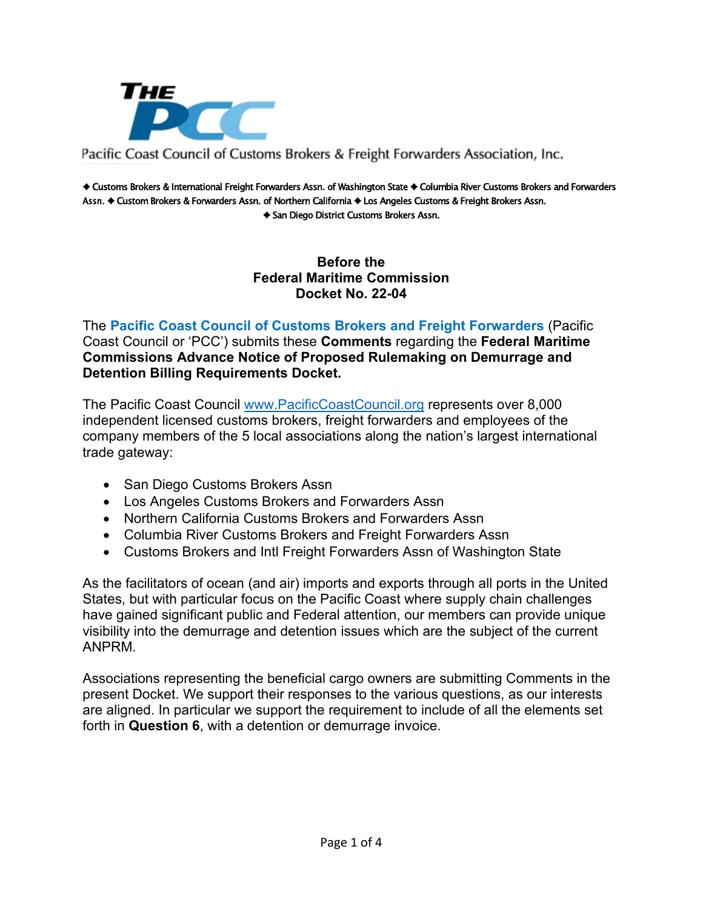THE PCC

Pacific Coast Council of Customs Brokers & Freight Forwarders Association, Inc.

◆ Customs Brokers & International Freight Forwarders Assn. of Washington State ◆ Columbia River Customs Brokers and Forwarders Assn. ◆ Custom Brokers & Forwarders Assn. of Northern California ◆ Los Angeles Customs & Freight Brokers Assn. ◆ San Diego District Customs Brokers Assn.

**Before the**
**Federal Maritime Commission**
**Docket No. 22-04**

The **Pacific Coast Council of Customs Brokers and Freight Forwarders** (Pacific Coast Council or 'PCC') submits these **Comments** regarding the **Federal Maritime Commissions Advance Notice of Proposed Rulemaking on Demurrage and Detention Billing Requirements Docket.**

The Pacific Coast Council [www.PacificCoastCouncil.org](http://www.PacificCoastCouncil.org) represents over 8,000 independent licensed customs brokers, freight forwarders and employees of the company members of the 5 local associations along the nation's largest international trade gateway:

- San Diego Customs Brokers Assn
- Los Angeles Customs Brokers and Forwarders Assn
- Northern California Customs Brokers and Forwarders Assn
- Columbia River Customs Brokers and Freight Forwarders Assn
- Customs Brokers and Intl Freight Forwarders Assn of Washington State

As the facilitators of ocean (and air) imports and exports through all ports in the United States, but with particular focus on the Pacific Coast where supply chain challenges have gained significant public and Federal attention, our members can provide unique visibility into the demurrage and detention issues which are the subject of the current ANPRM.

Associations representing the beneficial cargo owners are submitting Comments in the present Docket. We support their responses to the various questions, as our interests are aligned. In particular we support the requirement to include of all the elements set forth in **Question 6**, with a detention or demurrage invoice.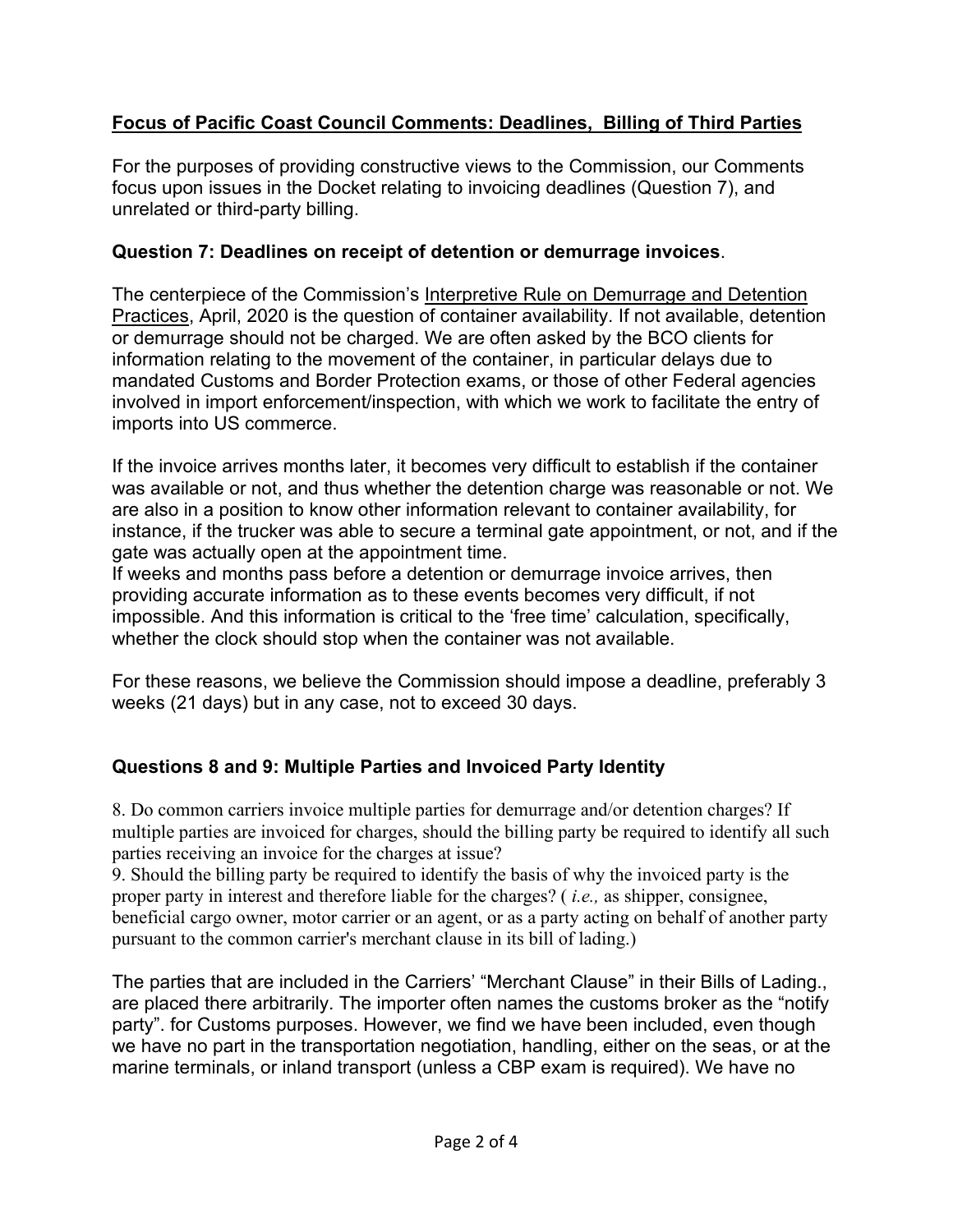## **Focus of Pacific Coast Council Comments: Deadlines, Billing of Third Parties**

For the purposes of providing constructive views to the Commission, our Comments focus upon issues in the Docket relating to invoicing deadlines (Question 7), and unrelated or third-party billing.

### **Question 7: Deadlines on receipt of detention or demurrage invoices**.

The centerpiece of the Commission's Interpretive Rule on Demurrage and Detention Practices, April, 2020 is the question of container availability. If not available, detention or demurrage should not be charged. We are often asked by the BCO clients for information relating to the movement of the container, in particular delays due to mandated Customs and Border Protection exams, or those of other Federal agencies involved in import enforcement/inspection, with which we work to facilitate the entry of imports into US commerce.

If the invoice arrives months later, it becomes very difficult to establish if the container was available or not, and thus whether the detention charge was reasonable or not. We are also in a position to know other information relevant to container availability, for instance, if the trucker was able to secure a terminal gate appointment, or not, and if the gate was actually open at the appointment time.
If weeks and months pass before a detention or demurrage invoice arrives, then providing accurate information as to these events becomes very difficult, if not impossible. And this information is critical to the 'free time' calculation, specifically, whether the clock should stop when the container was not available.

For these reasons, we believe the Commission should impose a deadline, preferably 3 weeks (21 days) but in any case, not to exceed 30 days.

### **Questions 8 and 9: Multiple Parties and Invoiced Party Identity**

8. Do common carriers invoice multiple parties for demurrage and/or detention charges? If multiple parties are invoiced for charges, should the billing party be required to identify all such parties receiving an invoice for the charges at issue?
9. Should the billing party be required to identify the basis of why the invoiced party is the proper party in interest and therefore liable for the charges? ( *i.e.,* as shipper, consignee, beneficial cargo owner, motor carrier or an agent, or as a party acting on behalf of another party pursuant to the common carrier's merchant clause in its bill of lading.)

The parties that are included in the Carriers' "Merchant Clause" in their Bills of Lading., are placed there arbitrarily. The importer often names the customs broker as the "notify party". for Customs purposes. However, we find we have been included, even though we have no part in the transportation negotiation, handling, either on the seas, or at the marine terminals, or inland transport (unless a CBP exam is required). We have no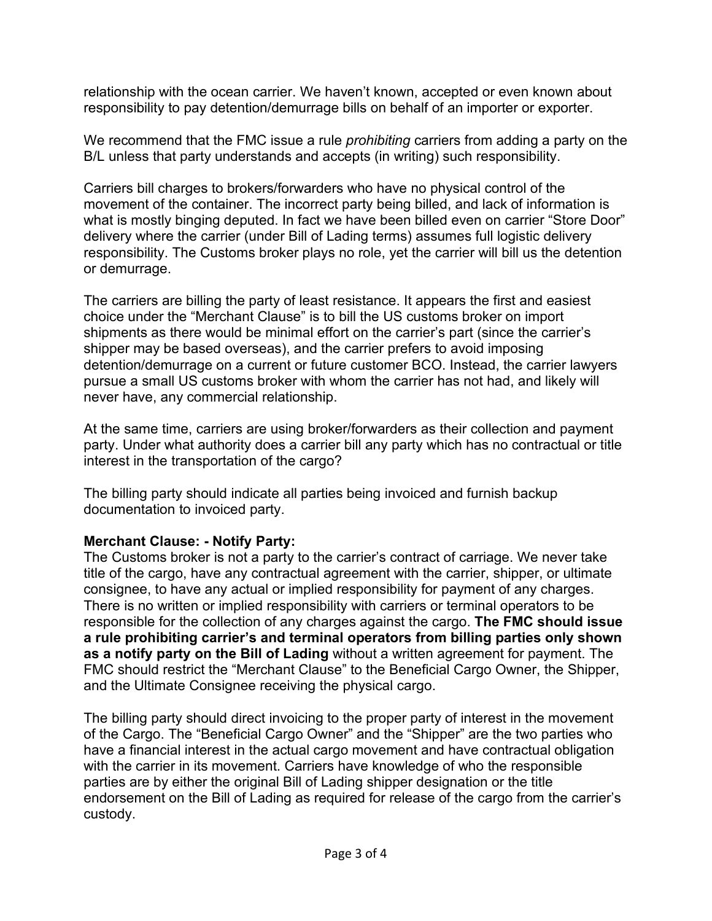relationship with the ocean carrier. We haven't known, accepted or even known about responsibility to pay detention/demurrage bills on behalf of an importer or exporter.

We recommend that the FMC issue a rule *prohibiting* carriers from adding a party on the B/L unless that party understands and accepts (in writing) such responsibility.

Carriers bill charges to brokers/forwarders who have no physical control of the movement of the container. The incorrect party being billed, and lack of information is what is mostly binging deputed. In fact we have been billed even on carrier "Store Door" delivery where the carrier (under Bill of Lading terms) assumes full logistic delivery responsibility. The Customs broker plays no role, yet the carrier will bill us the detention or demurrage.

The carriers are billing the party of least resistance. It appears the first and easiest choice under the "Merchant Clause" is to bill the US customs broker on import shipments as there would be minimal effort on the carrier's part (since the carrier's shipper may be based overseas), and the carrier prefers to avoid imposing detention/demurrage on a current or future customer BCO. Instead, the carrier lawyers pursue a small US customs broker with whom the carrier has not had, and likely will never have, any commercial relationship.

At the same time, carriers are using broker/forwarders as their collection and payment party. Under what authority does a carrier bill any party which has no contractual or title interest in the transportation of the cargo?

The billing party should indicate all parties being invoiced and furnish backup documentation to invoiced party.

**Merchant Clause: - Notify Party:**
The Customs broker is not a party to the carrier's contract of carriage. We never take title of the cargo, have any contractual agreement with the carrier, shipper, or ultimate consignee, to have any actual or implied responsibility for payment of any charges. There is no written or implied responsibility with carriers or terminal operators to be responsible for the collection of any charges against the cargo. **The FMC should issue a rule prohibiting carrier's and terminal operators from billing parties only shown as a notify party on the Bill of Lading** without a written agreement for payment. The FMC should restrict the "Merchant Clause" to the Beneficial Cargo Owner, the Shipper, and the Ultimate Consignee receiving the physical cargo.

The billing party should direct invoicing to the proper party of interest in the movement of the Cargo. The "Beneficial Cargo Owner" and the "Shipper" are the two parties who have a financial interest in the actual cargo movement and have contractual obligation with the carrier in its movement. Carriers have knowledge of who the responsible parties are by either the original Bill of Lading shipper designation or the title endorsement on the Bill of Lading as required for release of the cargo from the carrier's custody.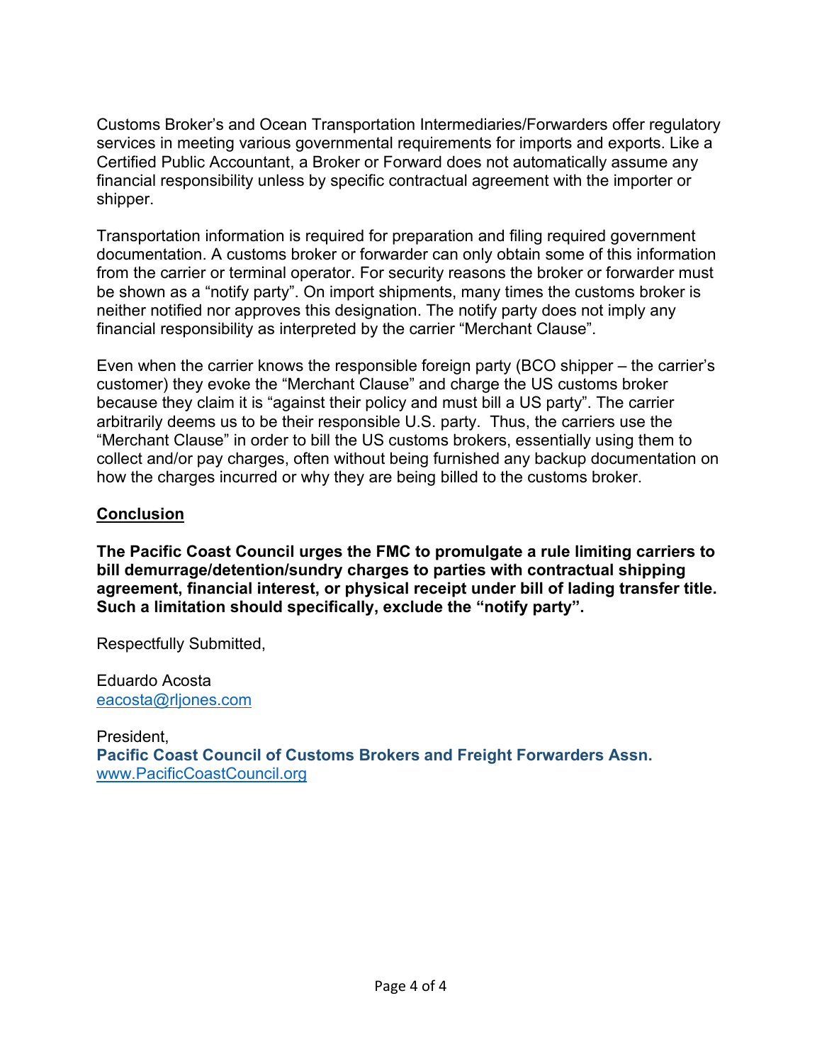Customs Broker's and Ocean Transportation Intermediaries/Forwarders offer regulatory services in meeting various governmental requirements for imports and exports. Like a Certified Public Accountant, a Broker or Forward does not automatically assume any financial responsibility unless by specific contractual agreement with the importer or shipper.

Transportation information is required for preparation and filing required government documentation. A customs broker or forwarder can only obtain some of this information from the carrier or terminal operator. For security reasons the broker or forwarder must be shown as a "notify party". On import shipments, many times the customs broker is neither notified nor approves this designation. The notify party does not imply any financial responsibility as interpreted by the carrier "Merchant Clause".

Even when the carrier knows the responsible foreign party (BCO shipper – the carrier's customer) they evoke the "Merchant Clause" and charge the US customs broker because they claim it is "against their policy and must bill a US party". The carrier arbitrarily deems us to be their responsible U.S. party. Thus, the carriers use the "Merchant Clause" in order to bill the US customs brokers, essentially using them to collect and/or pay charges, often without being furnished any backup documentation on how the charges incurred or why they are being billed to the customs broker.

## Conclusion

**The Pacific Coast Council urges the FMC to promulgate a rule limiting carriers to bill demurrage/detention/sundry charges to parties with contractual shipping agreement, financial interest, or physical receipt under bill of lading transfer title. Such a limitation should specifically, exclude the "notify party".**

Respectfully Submitted,

Eduardo Acosta
eacosta@rljones.com

President,
**Pacific Coast Council of Customs Brokers and Freight Forwarders Assn.**
www.PacificCoastCouncil.org